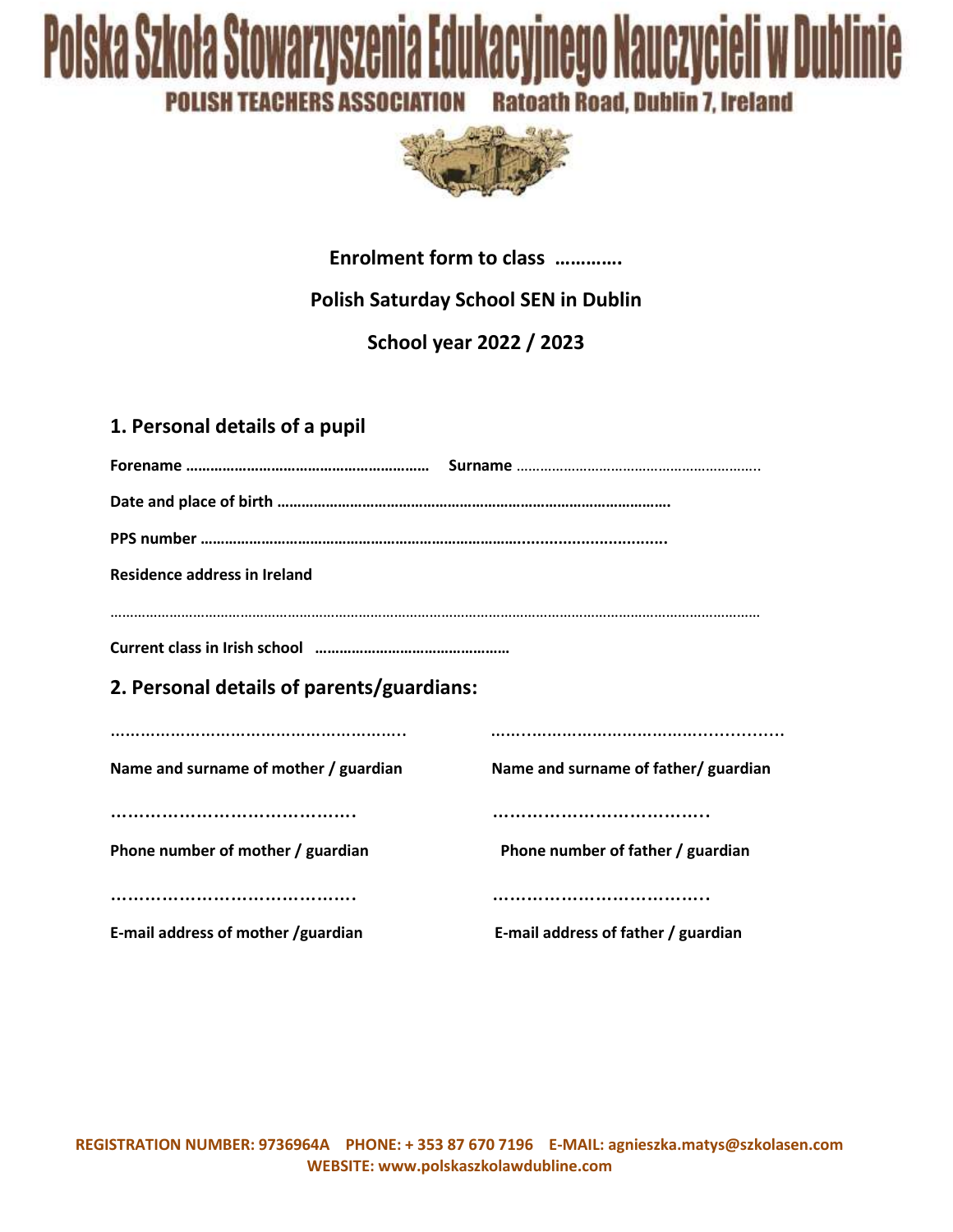# Polska Szkoła Stowarzyszenia Edukacyjnego Nauczycieli w Dublinie

**POLISH TEACHERS ASSOCIATION Ratoath Road, Dublin 7, Ireland**

**Enrolment form to class ………….**

**Polish Saturday School SEN in Dublin**

**School year 2022 / 2023**

## 1. Personal details of a pupil

**Forename ……………………………………………………** **Surname** ………………………………………………………..

**Date and place of birth …………………………………………………………………………………….**

**PPS number ………………………………………………………………………..............................**

**Residence address in Ireland**

………………………………………………………………………………………………………………………………………………

**Current class in Irish school …………………………………………**

## 2. Personal details of parents/guardians:

……………………………………………….. ……………………………………………….

**Name and surname of mother / guardian** **Name and surname of father/ guardian**

……………………………………. ……………………………….

**Phone number of mother / guardian** **Phone number of father / guardian**

……………………………………. ……………………………….

**E-mail address of mother /guardian** **E-mail address of father / guardian**

**REGISTRATION NUMBER: 9736964A PHONE: + 353 87 670 7196 E-MAIL: agnieszka.matys@szkolasen.com**
**WEBSITE: www.polskaszkolawdubline.com**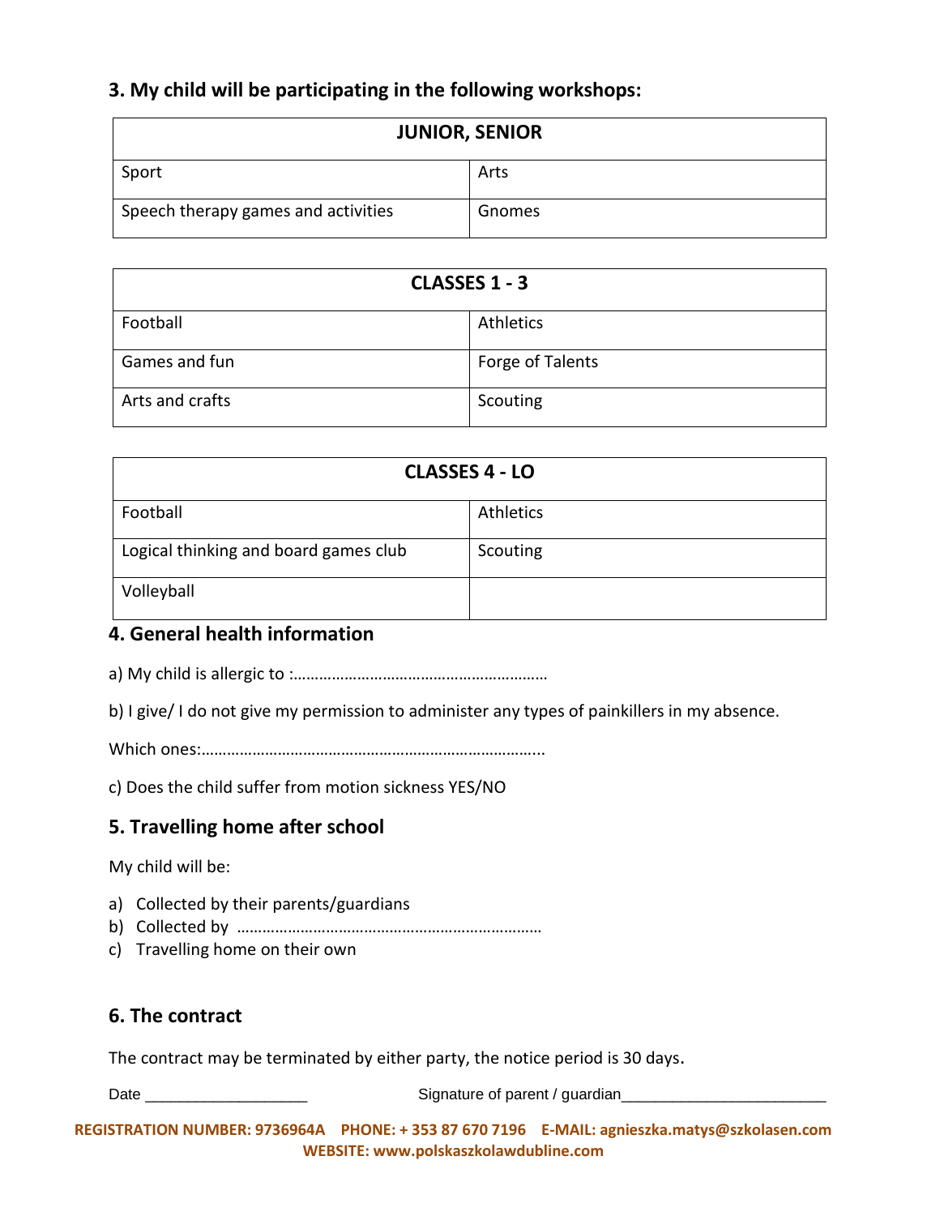### 3. My child will be participating in the following workshops:

| JUNIOR, SENIOR | |
|---|---|
| Sport | Arts |
| Speech therapy games and activities | Gnomes |

| CLASSES 1 - 3 | |
|---|---|
| Football | Athletics |
| Games and fun | Forge of Talents |
| Arts and crafts | Scouting |

| CLASSES 4 - LO | |
|---|---|
| Football | Athletics |
| Logical thinking and board games club | Scouting |
| Volleyball | |

### 4. General health information

a) My child is allergic to :……………………………………………………

b) I give/ I do not give my permission to administer any types of painkillers in my absence.

Which ones:……………………………………………………………………..

c) Does the child suffer from motion sickness YES/NO

### 5. Travelling home after school

My child will be:

a) Collected by their parents/guardians
b) Collected by ………………………………………………………………
c) Travelling home on their own

### 6. The contract

The contract may be terminated by either party, the notice period is 30 days.

Date ___________________ Signature of parent / guardian________________________

**REGISTRATION NUMBER: 9736964A PHONE: + 353 87 670 7196 E-MAIL: agnieszka.matys@szkolasen.com**
**WEBSITE: www.polskaszkolawdubline.com**